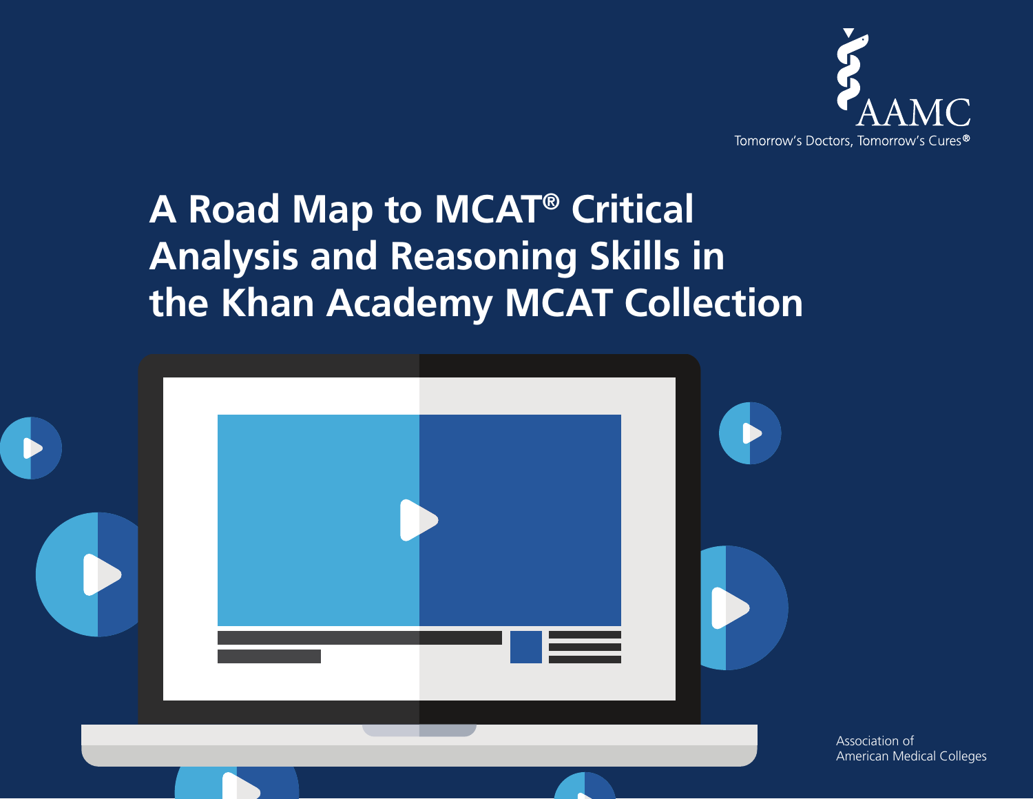AAMC

Tomorrow's Doctors, Tomorrow's Cures®

# A Road Map to MCAT® Critical Analysis and Reasoning Skills in the Khan Academy MCAT Collection

Association of American Medical Colleges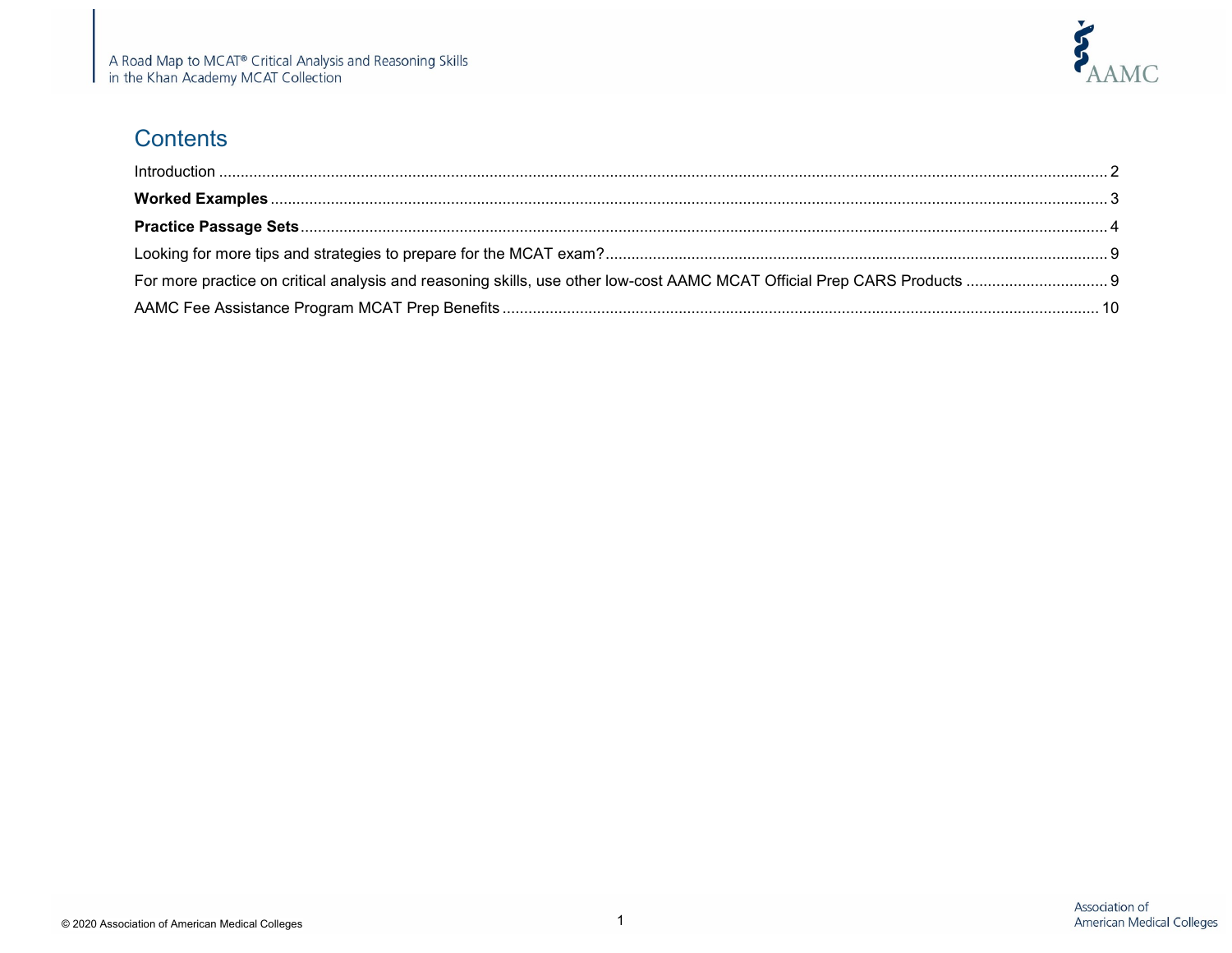## Contents

Introduction ........ 2

**Worked Examples** ........ 3

**Practice Passage Sets** ........ 4

Looking for more tips and strategies to prepare for the MCAT exam? ........ 9

For more practice on critical analysis and reasoning skills, use other low-cost AAMC MCAT Official Prep CARS Products ........ 9

AAMC Fee Assistance Program MCAT Prep Benefits ........ 10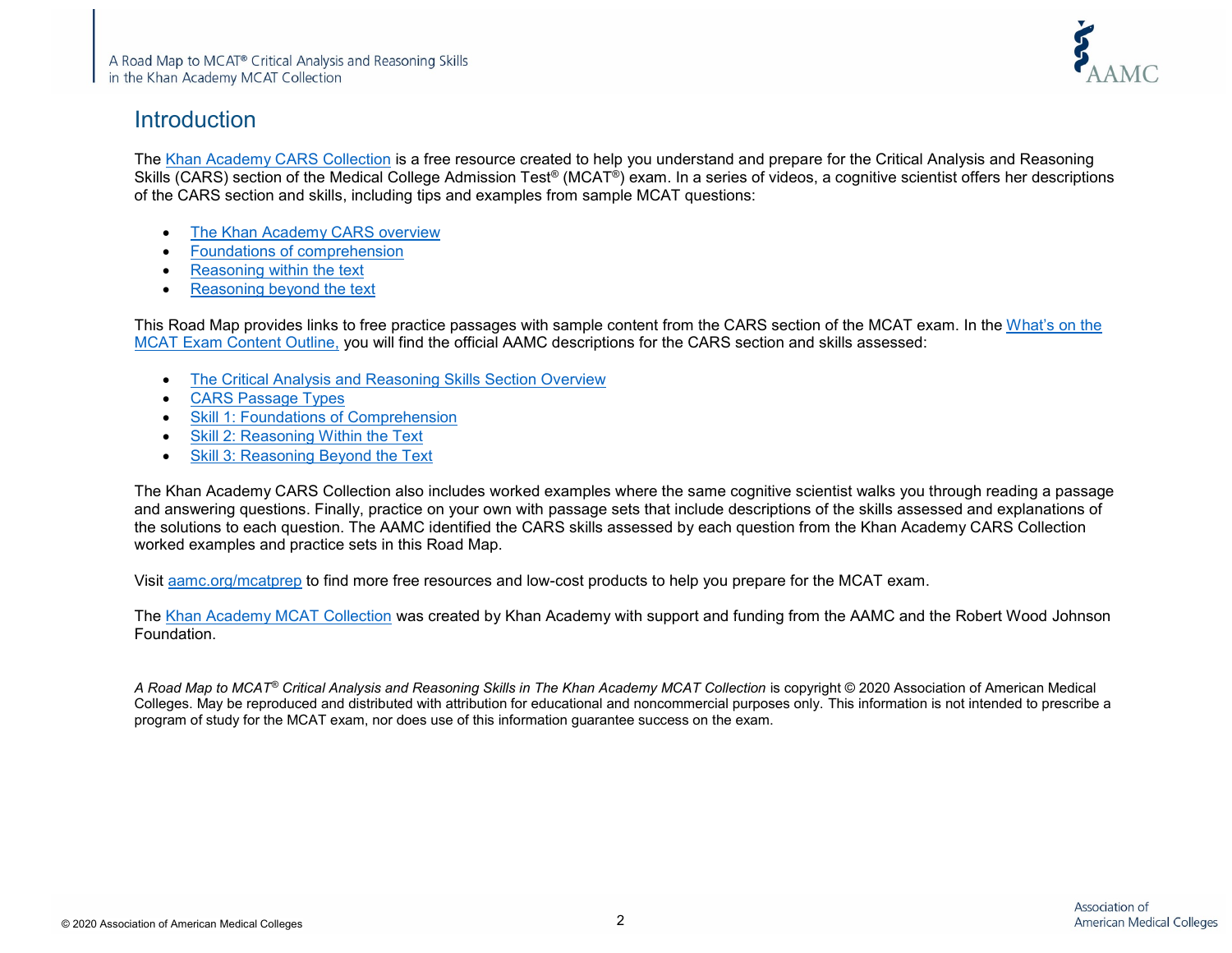# Introduction

The Khan Academy CARS Collection is a free resource created to help you understand and prepare for the Critical Analysis and Reasoning Skills (CARS) section of the Medical College Admission Test® (MCAT®) exam. In a series of videos, a cognitive scientist offers her descriptions of the CARS section and skills, including tips and examples from sample MCAT questions:

- The Khan Academy CARS overview
- Foundations of comprehension
- Reasoning within the text
- Reasoning beyond the text

This Road Map provides links to free practice passages with sample content from the CARS section of the MCAT exam. In the What's on the MCAT Exam Content Outline, you will find the official AAMC descriptions for the CARS section and skills assessed:

- The Critical Analysis and Reasoning Skills Section Overview
- CARS Passage Types
- Skill 1: Foundations of Comprehension
- Skill 2: Reasoning Within the Text
- Skill 3: Reasoning Beyond the Text

The Khan Academy CARS Collection also includes worked examples where the same cognitive scientist walks you through reading a passage and answering questions. Finally, practice on your own with passage sets that include descriptions of the skills assessed and explanations of the solutions to each question. The AAMC identified the CARS skills assessed by each question from the Khan Academy CARS Collection worked examples and practice sets in this Road Map.

Visit aamc.org/mcatprep to find more free resources and low-cost products to help you prepare for the MCAT exam.

The Khan Academy MCAT Collection was created by Khan Academy with support and funding from the AAMC and the Robert Wood Johnson Foundation.

*A Road Map to MCAT® Critical Analysis and Reasoning Skills in The Khan Academy MCAT Collection* is copyright © 2020 Association of American Medical Colleges. May be reproduced and distributed with attribution for educational and noncommercial purposes only. This information is not intended to prescribe a program of study for the MCAT exam, nor does use of this information guarantee success on the exam.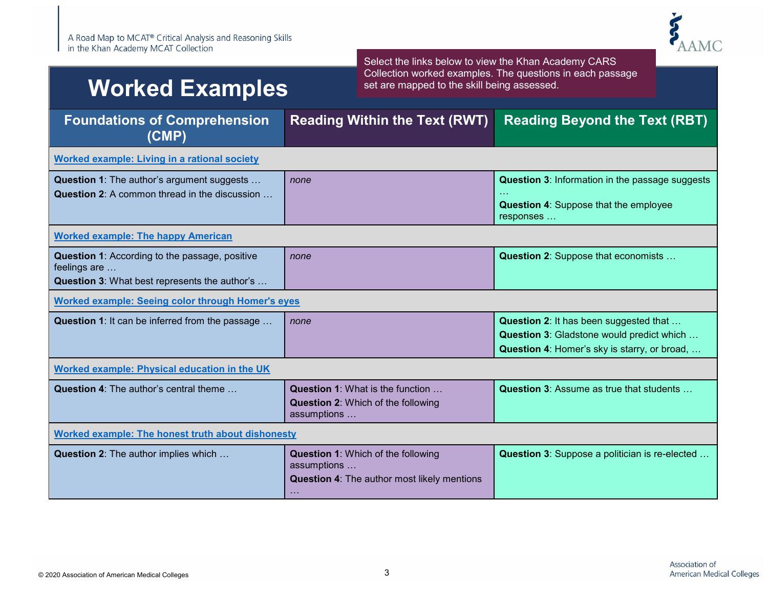# Worked Examples

Select the links below to view the Khan Academy CARS Collection worked examples. The questions in each passage set are mapped to the skill being assessed.

| Foundations of Comprehension (CMP) | Reading Within the Text (RWT) | Reading Beyond the Text (RBT) |
|---|---|---|
| **Worked example: Living in a rational society** | | |
| **Question 1**: The author's argument suggests …<br>**Question 2**: A common thread in the discussion … | *none* | **Question 3**: Information in the passage suggests …<br>**Question 4**: Suppose that the employee responses … |
| **Worked example: The happy American** | | |
| **Question 1**: According to the passage, positive feelings are …<br>**Question 3**: What best represents the author's … | *none* | **Question 2**: Suppose that economists … |
| **Worked example: Seeing color through Homer's eyes** | | |
| **Question 1**: It can be inferred from the passage … | *none* | **Question 2**: It has been suggested that …<br>**Question 3**: Gladstone would predict which …<br>**Question 4**: Homer's sky is starry, or broad, … |
| **Worked example: Physical education in the UK** | | |
| **Question 4**: The author's central theme … | **Question 1**: What is the function …<br>**Question 2**: Which of the following assumptions … | **Question 3**: Assume as true that students … |
| **Worked example: The honest truth about dishonesty** | | |
| **Question 2**: The author implies which … | **Question 1**: Which of the following assumptions …<br>**Question 4**: The author most likely mentions … | **Question 3**: Suppose a politician is re-elected … |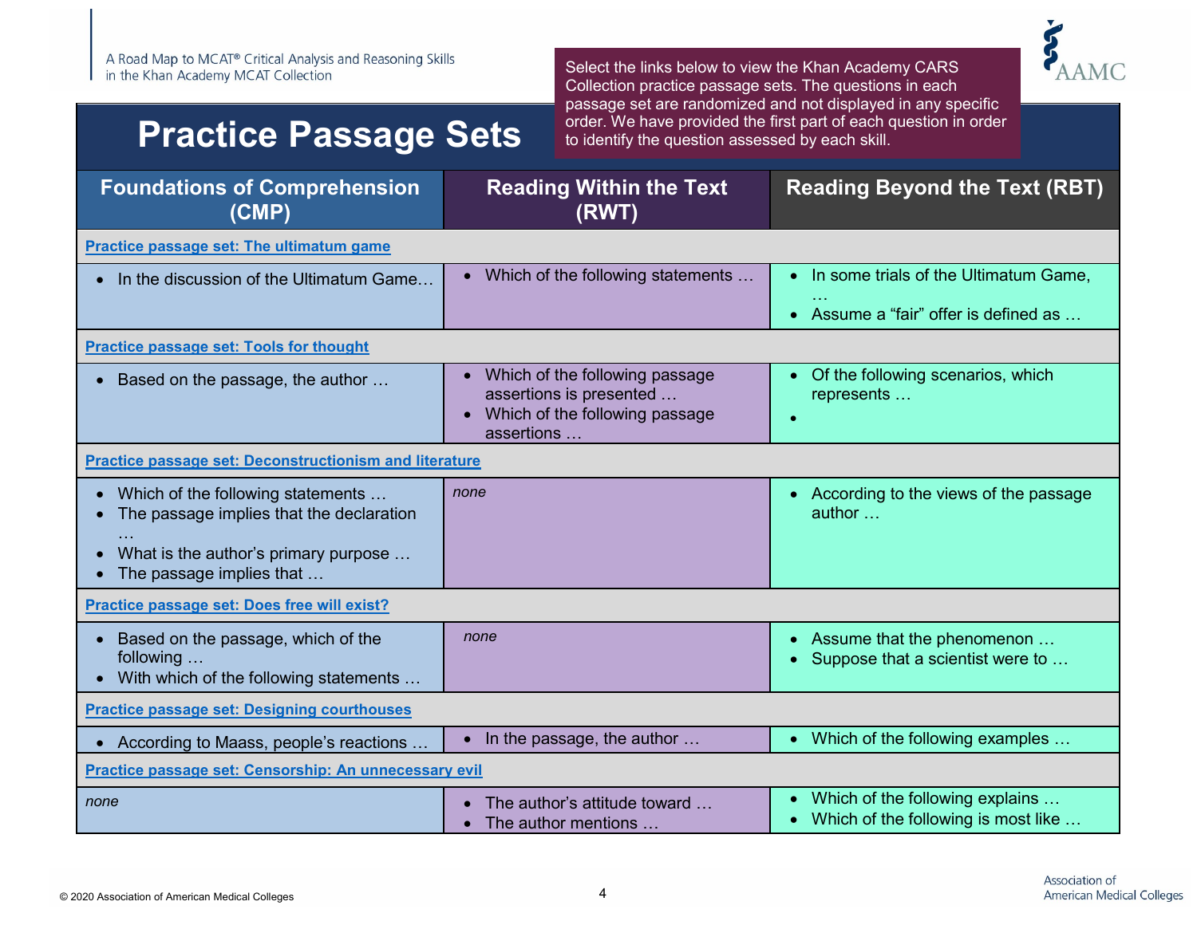# Practice Passage Sets

Select the links below to view the Khan Academy CARS Collection practice passage sets. The questions in each passage set are randomized and not displayed in any specific order. We have provided the first part of each question in order to identify the question assessed by each skill.

| Foundations of Comprehension (CMP) | Reading Within the Text (RWT) | Reading Beyond the Text (RBT) |
|---|---|---|
| **Practice passage set: The ultimatum game** | | |
| • In the discussion of the Ultimatum Game… | • Which of the following statements … | • In some trials of the Ultimatum Game, … <br> • Assume a "fair" offer is defined as … |
| **Practice passage set: Tools for thought** | | |
| • Based on the passage, the author … | • Which of the following passage assertions is presented … <br> • Which of the following passage assertions … | • Of the following scenarios, which represents … <br> • |
| **Practice passage set: Deconstructionism and literature** | | |
| • Which of the following statements … <br> • The passage implies that the declaration … <br> • What is the author's primary purpose … <br> • The passage implies that … | *none* | • According to the views of the passage author … |
| **Practice passage set: Does free will exist?** | | |
| • Based on the passage, which of the following … <br> • With which of the following statements … | *none* | • Assume that the phenomenon … <br> • Suppose that a scientist were to … |
| **Practice passage set: Designing courthouses** | | |
| • According to Maass, people's reactions … | • In the passage, the author … | • Which of the following examples … |
| **Practice passage set: Censorship: An unnecessary evil** | | |
| *none* | • The author's attitude toward … <br> • The author mentions … | • Which of the following explains … <br> • Which of the following is most like … |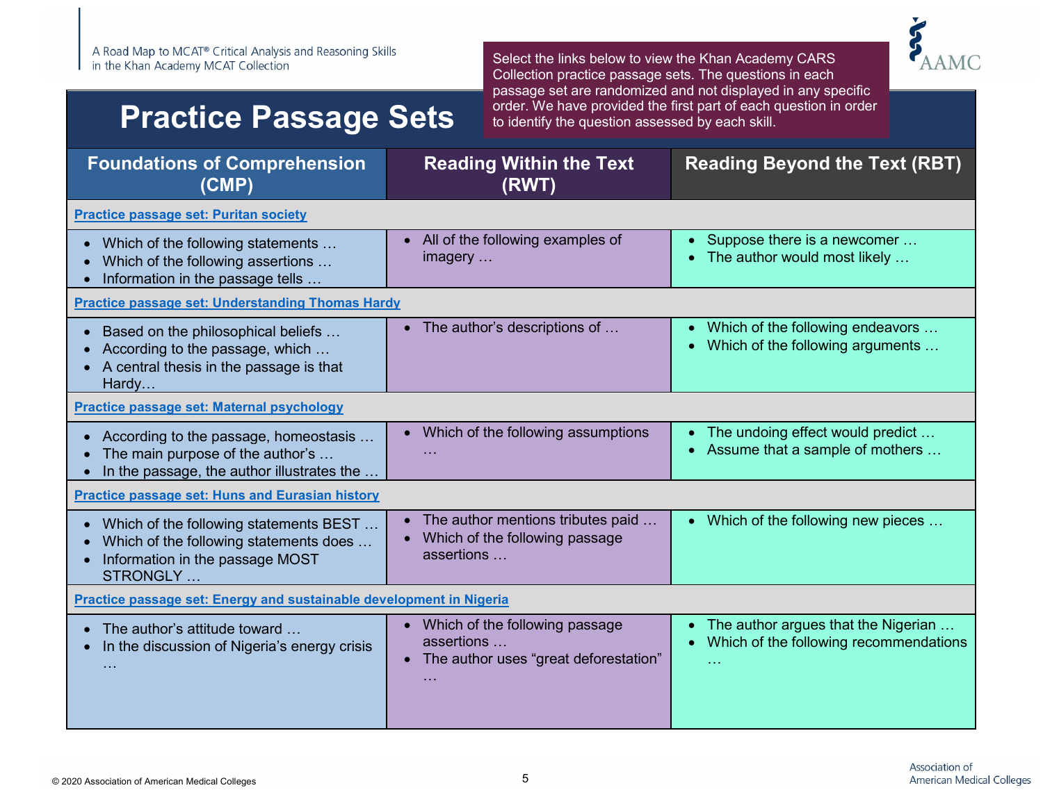# Practice Passage Sets

Select the links below to view the Khan Academy CARS Collection practice passage sets. The questions in each passage set are randomized and not displayed in any specific order. We have provided the first part of each question in order to identify the question assessed by each skill.

| Foundations of Comprehension (CMP) | Reading Within the Text (RWT) | Reading Beyond the Text (RBT) |
|---|---|---|
| **Practice passage set: Puritan society** | | |
| • Which of the following statements … <br> • Which of the following assertions … <br> • Information in the passage tells … | • All of the following examples of imagery … | • Suppose there is a newcomer … <br> • The author would most likely … |
| **Practice passage set: Understanding Thomas Hardy** | | |
| • Based on the philosophical beliefs … <br> • According to the passage, which … <br> • A central thesis in the passage is that Hardy… | • The author's descriptions of … | • Which of the following endeavors … <br> • Which of the following arguments … |
| **Practice passage set: Maternal psychology** | | |
| • According to the passage, homeostasis … <br> • The main purpose of the author's … <br> • In the passage, the author illustrates the … | • Which of the following assumptions … | • The undoing effect would predict … <br> • Assume that a sample of mothers … |
| **Practice passage set: Huns and Eurasian history** | | |
| • Which of the following statements BEST … <br> • Which of the following statements does … <br> • Information in the passage MOST STRONGLY … | • The author mentions tributes paid … <br> • Which of the following passage assertions … | • Which of the following new pieces … |
| **Practice passage set: Energy and sustainable development in Nigeria** | | |
| • The author's attitude toward … <br> • In the discussion of Nigeria's energy crisis … | • Which of the following passage assertions … <br> • The author uses "great deforestation" … | • The author argues that the Nigerian … <br> • Which of the following recommendations … |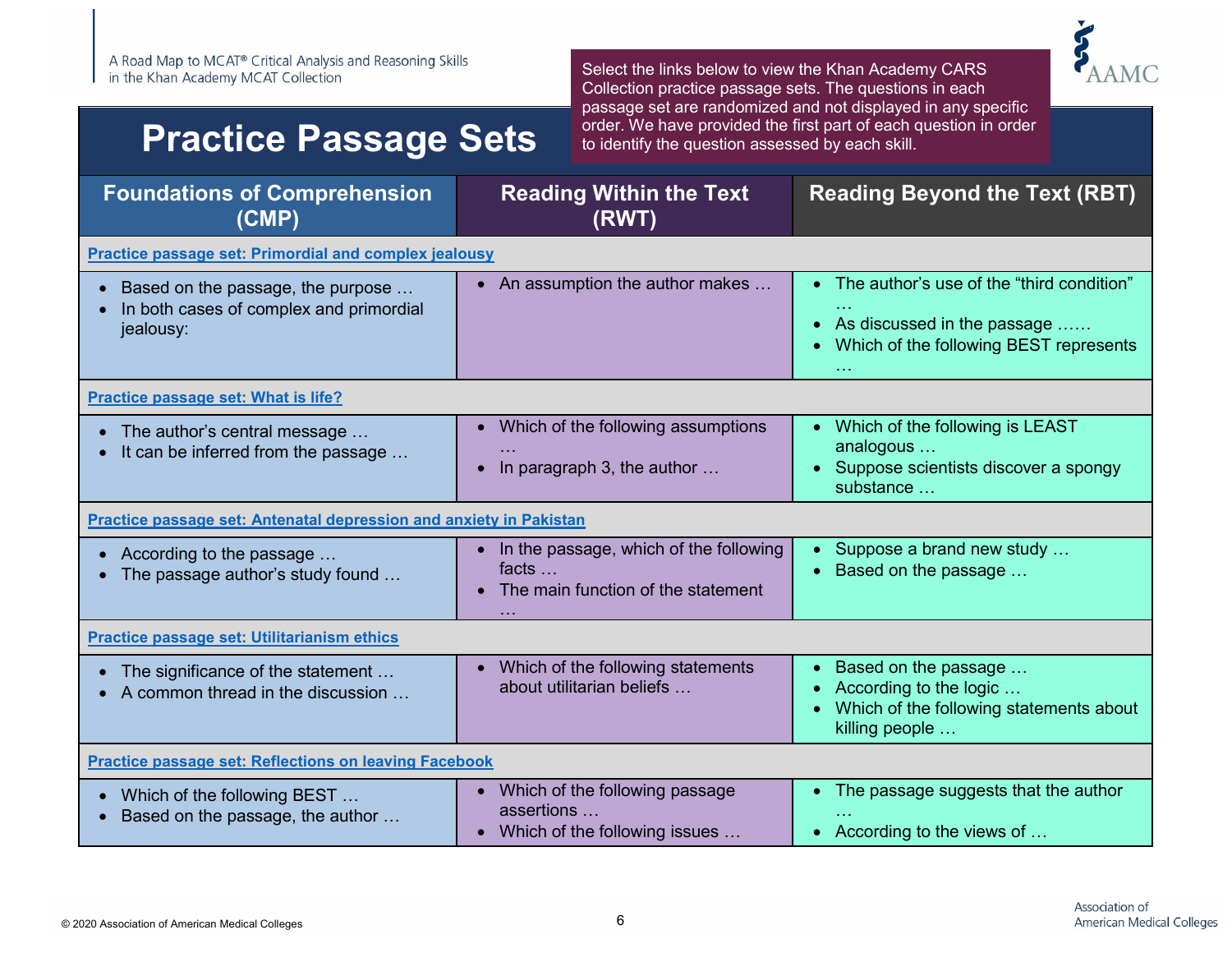# Practice Passage Sets

Select the links below to view the Khan Academy CARS Collection practice passage sets. The questions in each passage set are randomized and not displayed in any specific order. We have provided the first part of each question in order to identify the question assessed by each skill.

| Foundations of Comprehension (CMP) | Reading Within the Text (RWT) | Reading Beyond the Text (RBT) |
|---|---|---|
| **Practice passage set: Primordial and complex jealousy** | | |
| • Based on the passage, the purpose … <br> • In both cases of complex and primordial jealousy: | • An assumption the author makes … | • The author's use of the "third condition" … <br> • As discussed in the passage …… <br> • Which of the following BEST represents … |
| **Practice passage set: What is life?** | | |
| • The author's central message … <br> • It can be inferred from the passage … | • Which of the following assumptions … <br> • In paragraph 3, the author … | • Which of the following is LEAST analogous … <br> • Suppose scientists discover a spongy substance … |
| **Practice passage set: Antenatal depression and anxiety in Pakistan** | | |
| • According to the passage … <br> • The passage author's study found … | • In the passage, which of the following facts … <br> • The main function of the statement … | • Suppose a brand new study … <br> • Based on the passage … |
| **Practice passage set: Utilitarianism ethics** | | |
| • The significance of the statement … <br> • A common thread in the discussion … | • Which of the following statements about utilitarian beliefs … | • Based on the passage … <br> • According to the logic … <br> • Which of the following statements about killing people … |
| **Practice passage set: Reflections on leaving Facebook** | | |
| • Which of the following BEST … <br> • Based on the passage, the author … | • Which of the following passage assertions … <br> • Which of the following issues … | • The passage suggests that the author … <br> • According to the views of … |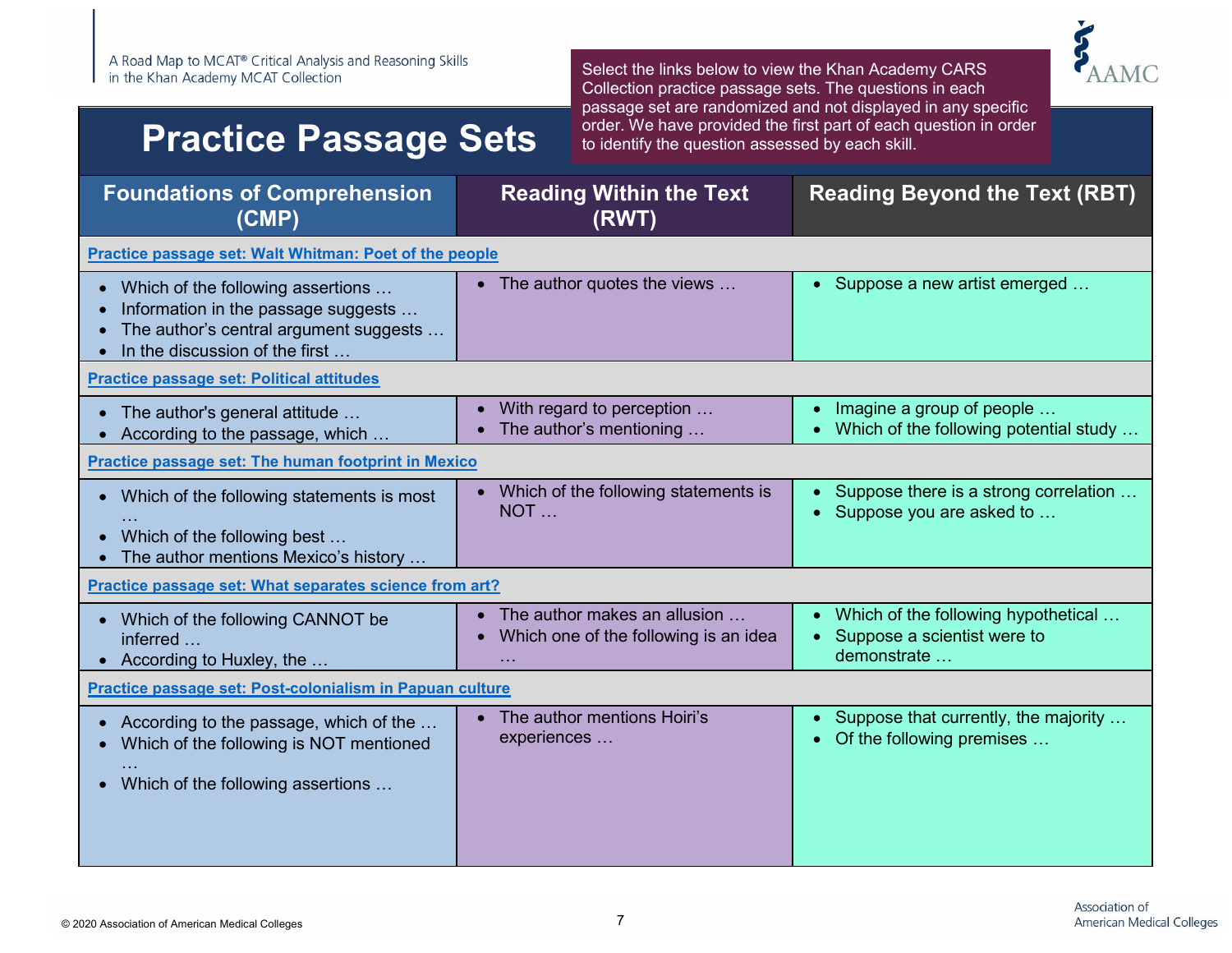# Practice Passage Sets

Select the links below to view the Khan Academy CARS Collection practice passage sets. The questions in each passage set are randomized and not displayed in any specific order. We have provided the first part of each question in order to identify the question assessed by each skill.

| Foundations of Comprehension (CMP) | Reading Within the Text (RWT) | Reading Beyond the Text (RBT) |
|---|---|---|
| **Practice passage set: Walt Whitman: Poet of the people** | | |
| • Which of the following assertions …<br>• Information in the passage suggests …<br>• The author's central argument suggests …<br>• In the discussion of the first … | • The author quotes the views … | • Suppose a new artist emerged … |
| **Practice passage set: Political attitudes** | | |
| • The author's general attitude …<br>• According to the passage, which … | • With regard to perception …<br>• The author's mentioning … | • Imagine a group of people …<br>• Which of the following potential study … |
| **Practice passage set: The human footprint in Mexico** | | |
| • Which of the following statements is most …<br>• Which of the following best …<br>• The author mentions Mexico's history … | • Which of the following statements is NOT … | • Suppose there is a strong correlation …<br>• Suppose you are asked to … |
| **Practice passage set: What separates science from art?** | | |
| • Which of the following CANNOT be inferred …<br>• According to Huxley, the … | • The author makes an allusion …<br>• Which one of the following is an idea … | • Which of the following hypothetical …<br>• Suppose a scientist were to demonstrate … |
| **Practice passage set: Post-colonialism in Papuan culture** | | |
| • According to the passage, which of the …<br>• Which of the following is NOT mentioned …<br>• Which of the following assertions … | • The author mentions Hoiri's experiences … | • Suppose that currently, the majority …<br>• Of the following premises … |

© 2020 Association of American Medical Colleges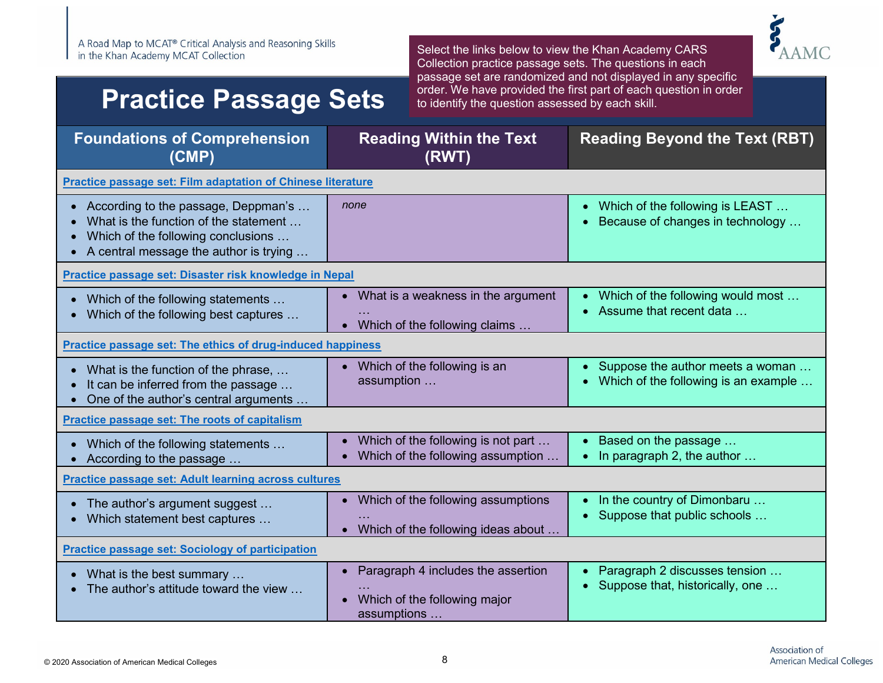# Practice Passage Sets

Select the links below to view the Khan Academy CARS Collection practice passage sets. The questions in each passage set are randomized and not displayed in any specific order. We have provided the first part of each question in order to identify the question assessed by each skill.

| Foundations of Comprehension (CMP) | Reading Within the Text (RWT) | Reading Beyond the Text (RBT) |
|---|---|---|
| **Practice passage set: Film adaptation of Chinese literature** | | |
| • According to the passage, Deppman's … <br>• What is the function of the statement … <br>• Which of the following conclusions … <br>• A central message the author is trying … | *none* | • Which of the following is LEAST … <br>• Because of changes in technology … |
| **Practice passage set: Disaster risk knowledge in Nepal** | | |
| • Which of the following statements … <br>• Which of the following best captures … | • What is a weakness in the argument … <br>• Which of the following claims … | • Which of the following would most … <br>• Assume that recent data … |
| **Practice passage set: The ethics of drug-induced happiness** | | |
| • What is the function of the phrase, … <br>• It can be inferred from the passage … <br>• One of the author's central arguments … | • Which of the following is an assumption … | • Suppose the author meets a woman … <br>• Which of the following is an example … |
| **Practice passage set: The roots of capitalism** | | |
| • Which of the following statements … <br>• According to the passage … | • Which of the following is not part … <br>• Which of the following assumption … | • Based on the passage … <br>• In paragraph 2, the author … |
| **Practice passage set: Adult learning across cultures** | | |
| • The author's argument suggest … <br>• Which statement best captures … | • Which of the following assumptions … <br>• Which of the following ideas about … | • In the country of Dimonbaru … <br>• Suppose that public schools … |
| **Practice passage set: Sociology of participation** | | |
| • What is the best summary … <br>• The author's attitude toward the view … | • Paragraph 4 includes the assertion … <br>• Which of the following major assumptions … | • Paragraph 2 discusses tension … <br>• Suppose that, historically, one … |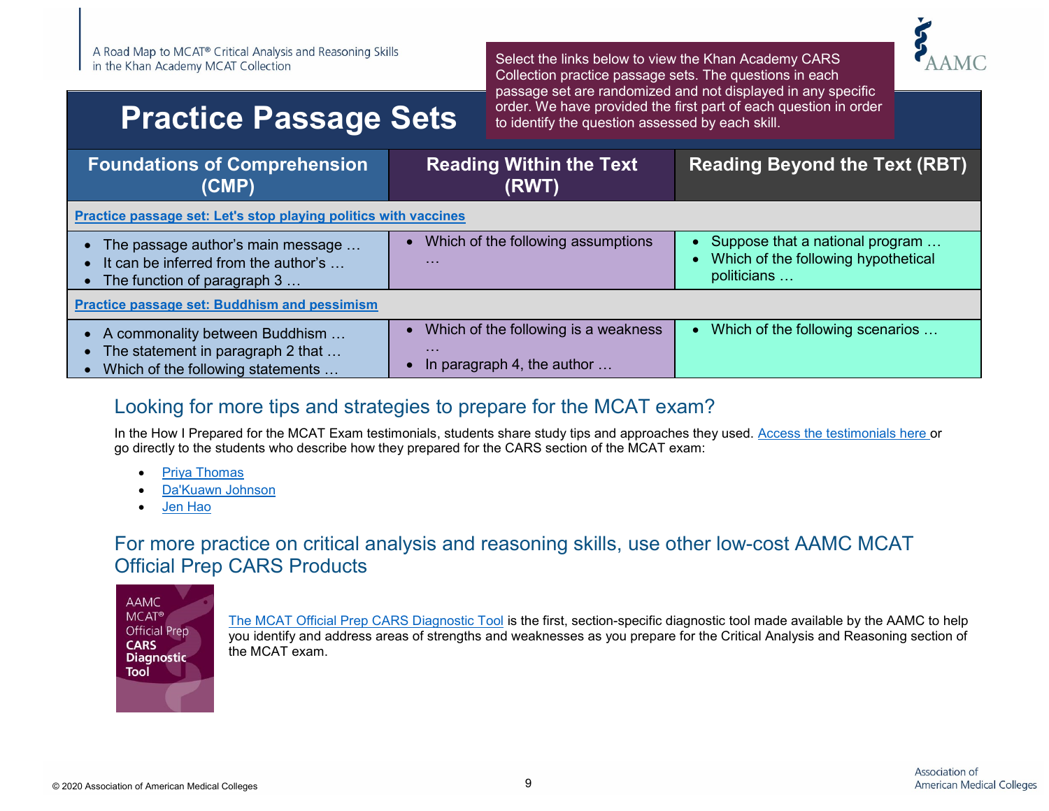# Practice Passage Sets

Select the links below to view the Khan Academy CARS Collection practice passage sets. The questions in each passage set are randomized and not displayed in any specific order. We have provided the first part of each question in order to identify the question assessed by each skill.

| Foundations of Comprehension (CMP) | Reading Within the Text (RWT) | Reading Beyond the Text (RBT) |
|---|---|---|
| **Practice passage set: Let's stop playing politics with vaccines** | | |
| • The passage author's main message … • It can be inferred from the author's … • The function of paragraph 3 … | • Which of the following assumptions … | • Suppose that a national program … • Which of the following hypothetical politicians … |
| **Practice passage set: Buddhism and pessimism** | | |
| • A commonality between Buddhism … • The statement in paragraph 2 that … • Which of the following statements … | • Which of the following is a weakness … • In paragraph 4, the author … | • Which of the following scenarios … |

## Looking for more tips and strategies to prepare for the MCAT exam?

In the How I Prepared for the MCAT Exam testimonials, students share study tips and approaches they used. Access the testimonials here or go directly to the students who describe how they prepared for the CARS section of the MCAT exam:

- Priya Thomas
- Da'Kuawn Johnson
- Jen Hao

## For more practice on critical analysis and reasoning skills, use other low-cost AAMC MCAT Official Prep CARS Products

AAMC MCAT® Official Prep **CARS Diagnostic Tool**

The MCAT Official Prep CARS Diagnostic Tool is the first, section-specific diagnostic tool made available by the AAMC to help you identify and address areas of strengths and weaknesses as you prepare for the Critical Analysis and Reasoning section of the MCAT exam.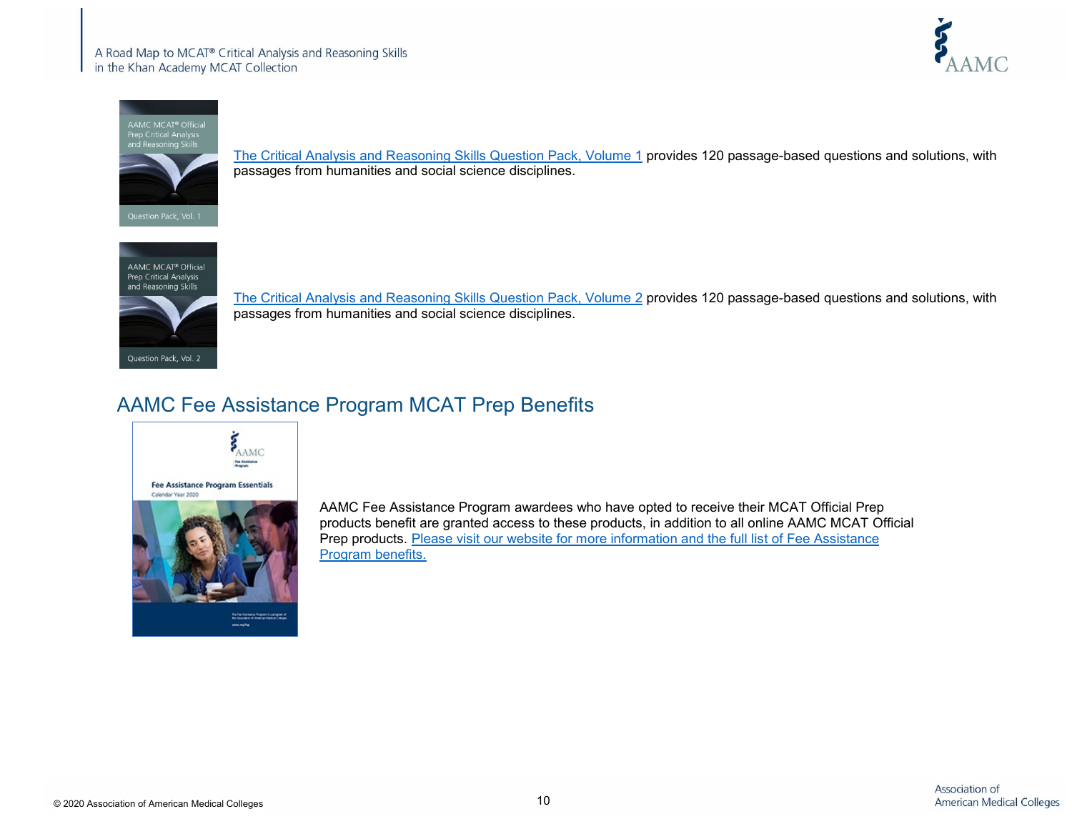[The Critical Analysis and Reasoning Skills Question Pack, Volume 1] provides 120 passage-based questions and solutions, with passages from humanities and social science disciplines.

[The Critical Analysis and Reasoning Skills Question Pack, Volume 2] provides 120 passage-based questions and solutions, with passages from humanities and social science disciplines.

## AAMC Fee Assistance Program MCAT Prep Benefits

AAMC Fee Assistance Program awardees who have opted to receive their MCAT Official Prep products benefit are granted access to these products, in addition to all online AAMC MCAT Official Prep products. [Please visit our website for more information and the full list of Fee Assistance Program benefits.]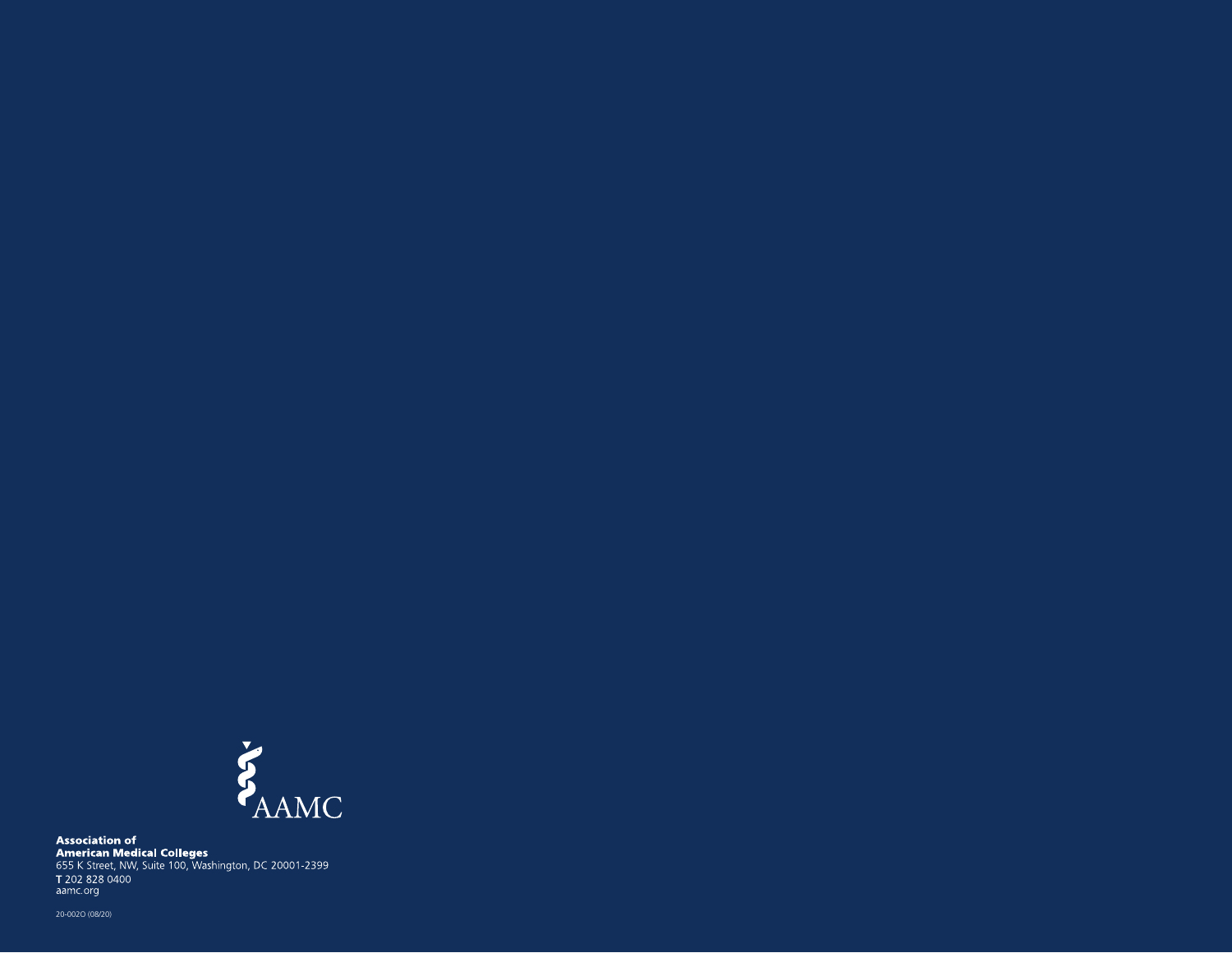AAMC

**Association of**
**American Medical Colleges**
655 K Street, NW, Suite 100, Washington, DC 20001-2399
**T** 202 828 0400
aamc.org

20-002O (08/20)